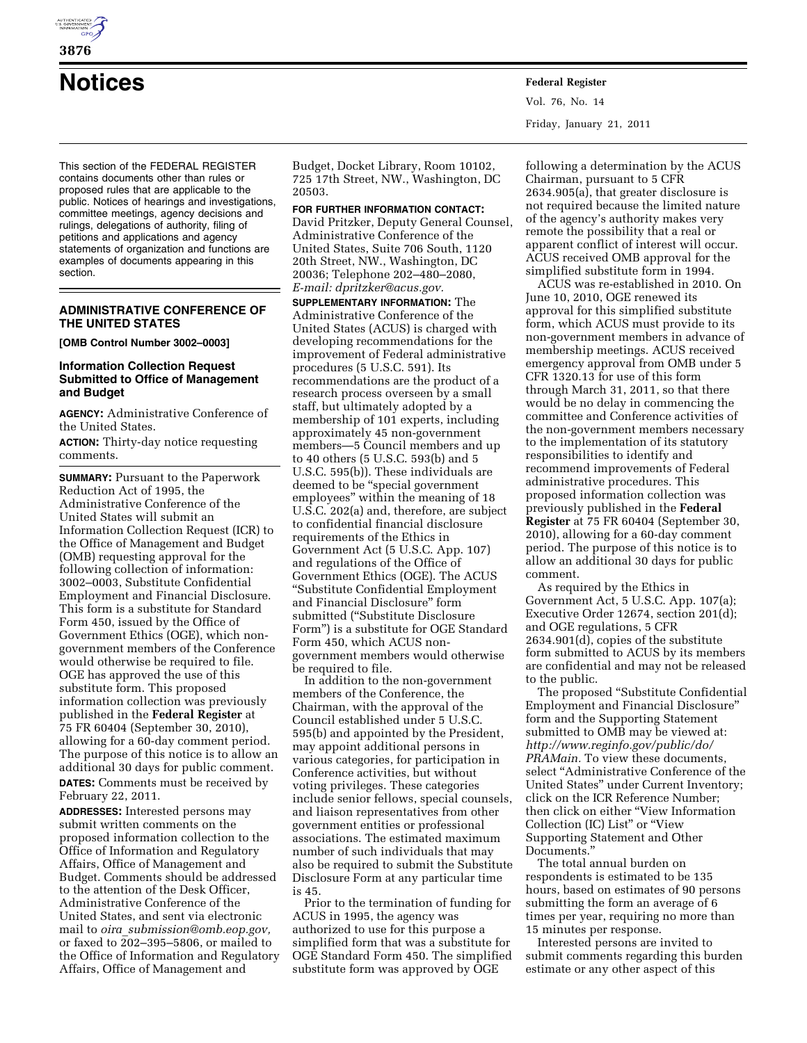# Notices

This section of the FEDERAL REGISTER contains documents other than rules or proposed rules that are applicable to the public. Notices of hearings and investigations, committee meetings, agency decisions and rulings, delegations of authority, filing of petitions and applications and agency statements of organization and functions are examples of documents appearing in this section.

## ADMINISTRATIVE CONFERENCE OF THE UNITED STATES

**[OMB Control Number 3002–0003]**

### Information Collection Request Submitted to Office of Management and Budget

**AGENCY:** Administrative Conference of the United States.

**ACTION:** Thirty-day notice requesting comments.

**SUMMARY:** Pursuant to the Paperwork Reduction Act of 1995, the Administrative Conference of the United States will submit an Information Collection Request (ICR) to the Office of Management and Budget (OMB) requesting approval for the following collection of information: 3002–0003, Substitute Confidential Employment and Financial Disclosure. This form is a substitute for Standard Form 450, issued by the Office of Government Ethics (OGE), which non-government members of the Conference would otherwise be required to file. OGE has approved the use of this substitute form. This proposed information collection was previously published in the **Federal Register** at 75 FR 60404 (September 30, 2010), allowing for a 60-day comment period. The purpose of this notice is to allow an additional 30 days for public comment.

**DATES:** Comments must be received by February 22, 2011.

**ADDRESSES:** Interested persons may submit written comments on the proposed information collection to the Office of Information and Regulatory Affairs, Office of Management and Budget. Comments should be addressed to the attention of the Desk Officer, Administrative Conference of the United States, and sent via electronic mail to *oira_submission@omb.eop.gov,* or faxed to 202–395–5806, or mailed to the Office of Information and Regulatory Affairs, Office of Management and Budget, Docket Library, Room 10102, 725 17th Street, NW., Washington, DC 20503.

**FOR FURTHER INFORMATION CONTACT:** David Pritzker, Deputy General Counsel, Administrative Conference of the United States, Suite 706 South, 1120 20th Street, NW., Washington, DC 20036; Telephone 202–480–2080, *E-mail: dpritzker@acus.gov.*

**SUPPLEMENTARY INFORMATION:** The Administrative Conference of the United States (ACUS) is charged with developing recommendations for the improvement of Federal administrative procedures (5 U.S.C. 591). Its recommendations are the product of a research process overseen by a small staff, but ultimately adopted by a membership of 101 experts, including approximately 45 non-government members—5 Council members and up to 40 others (5 U.S.C. 593(b) and 5 U.S.C. 595(b)). These individuals are deemed to be "special government employees" within the meaning of 18 U.S.C. 202(a) and, therefore, are subject to confidential financial disclosure requirements of the Ethics in Government Act (5 U.S.C. App. 107) and regulations of the Office of Government Ethics (OGE). The ACUS "Substitute Confidential Employment and Financial Disclosure" form submitted ("Substitute Disclosure Form") is a substitute for OGE Standard Form 450, which ACUS non-government members would otherwise be required to file.

In addition to the non-government members of the Conference, the Chairman, with the approval of the Council established under 5 U.S.C. 595(b) and appointed by the President, may appoint additional persons in various categories, for participation in Conference activities, but without voting privileges. These categories include senior fellows, special counsels, and liaison representatives from other government entities or professional associations. The estimated maximum number of such individuals that may also be required to submit the Substitute Disclosure Form at any particular time is 45.

Prior to the termination of funding for ACUS in 1995, the agency was authorized to use for this purpose a simplified form that was a substitute for OGE Standard Form 450. The simplified substitute form was approved by OGE following a determination by the ACUS Chairman, pursuant to 5 CFR 2634.905(a), that greater disclosure is not required because the limited nature of the agency's authority makes very remote the possibility that a real or apparent conflict of interest will occur. ACUS received OMB approval for the simplified substitute form in 1994.

ACUS was re-established in 2010. On June 10, 2010, OGE renewed its approval for this simplified substitute form, which ACUS must provide to its non-government members in advance of membership meetings. ACUS received emergency approval from OMB under 5 CFR 1320.13 for use of this form through March 31, 2011, so that there would be no delay in commencing the committee and Conference activities of the non-government members necessary to the implementation of its statutory responsibilities to identify and recommend improvements of Federal administrative procedures. This proposed information collection was previously published in the **Federal Register** at 75 FR 60404 (September 30, 2010), allowing for a 60-day comment period. The purpose of this notice is to allow an additional 30 days for public comment.

As required by the Ethics in Government Act, 5 U.S.C. App. 107(a); Executive Order 12674, section 201(d); and OGE regulations, 5 CFR 2634.901(d), copies of the substitute form submitted to ACUS by its members are confidential and may not be released to the public.

The proposed "Substitute Confidential Employment and Financial Disclosure" form and the Supporting Statement submitted to OMB may be viewed at: *http://www.reginfo.gov/public/do/PRAMain.* To view these documents, select "Administrative Conference of the United States" under Current Inventory; click on the ICR Reference Number; then click on either "View Information Collection (IC) List" or "View Supporting Statement and Other Documents."

The total annual burden on respondents is estimated to be 135 hours, based on estimates of 90 persons submitting the form an average of 6 times per year, requiring no more than 15 minutes per response.

Interested persons are invited to submit comments regarding this burden estimate or any other aspect of this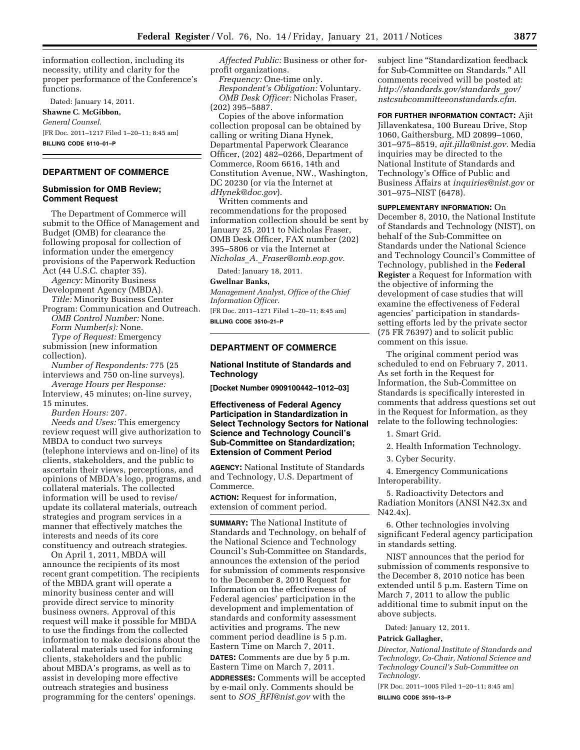information collection, including its necessity, utility and clarity for the proper performance of the Conference's functions.

Dated: January 14, 2011.

**Shawne C. McGibbon,**

*General Counsel.*

[FR Doc. 2011–1217 Filed 1–20–11; 8:45 am]

**BILLING CODE 6110–01–P**

## DEPARTMENT OF COMMERCE

### Submission for OMB Review; Comment Request

The Department of Commerce will submit to the Office of Management and Budget (OMB) for clearance the following proposal for collection of information under the emergency provisions of the Paperwork Reduction Act (44 U.S.C. chapter 35).

*Agency:* Minority Business Development Agency (MBDA).

*Title:* Minority Business Center Program: Communication and Outreach.

*OMB Control Number:* None.

*Form Number(s):* None.

*Type of Request:* Emergency submission (new information collection).

*Number of Respondents:* 775 (25 interviews and 750 on-line surveys).

*Average Hours per Response:* Interview, 45 minutes; on-line survey, 15 minutes.

*Burden Hours:* 207.

*Needs and Uses:* This emergency review request will give authorization to MBDA to conduct two surveys (telephone interviews and on-line) of its clients, stakeholders, and the public to ascertain their views, perceptions, and opinions of MBDA's logo, programs, and collateral materials. The collected information will be used to revise/update its collateral materials, outreach strategies and program services in a manner that effectively matches the interests and needs of its core constituency and outreach strategies.

On April 1, 2011, MBDA will announce the recipients of its most recent grant competition. The recipients of the MBDA grant will operate a minority business center and will provide direct service to minority business owners. Approval of this request will make it possible for MBDA to use the findings from the collected information to make decisions about the collateral materials used for informing clients, stakeholders and the public about MBDA's programs, as well as to assist in developing more effective outreach strategies and business programming for the centers' openings.

*Affected Public:* Business or other for-profit organizations.

*Frequency:* One-time only.

*Respondent's Obligation:* Voluntary.

*OMB Desk Officer:* Nicholas Fraser, (202) 395–5887.

Copies of the above information collection proposal can be obtained by calling or writing Diana Hynek, Departmental Paperwork Clearance Officer, (202) 482–0266, Department of Commerce, Room 6616, 14th and Constitution Avenue, NW., Washington, DC 20230 (or via the Internet at *dHynek@doc.gov*).

Written comments and recommendations for the proposed information collection should be sent by January 25, 2011 to Nicholas Fraser, OMB Desk Officer, FAX number (202) 395–5806 or via the Internet at *Nicholas_A._Fraser@omb.eop.gov.*

Dated: January 18, 2011.

**Gwellnar Banks,**

*Management Analyst, Office of the Chief Information Officer.*

[FR Doc. 2011–1271 Filed 1–20–11; 8:45 am]

**BILLING CODE 3510–21–P**

## DEPARTMENT OF COMMERCE

### National Institute of Standards and Technology

**[Docket Number 0909100442–1012–03]**

### Effectiveness of Federal Agency Participation in Standardization in Select Technology Sectors for National Science and Technology Council's Sub-Committee on Standardization; Extension of Comment Period

**AGENCY:** National Institute of Standards and Technology, U.S. Department of Commerce.

**ACTION:** Request for information, extension of comment period.

**SUMMARY:** The National Institute of Standards and Technology, on behalf of the National Science and Technology Council's Sub-Committee on Standards, announces the extension of the period for submission of comments responsive to the December 8, 2010 Request for Information on the effectiveness of Federal agencies' participation in the development and implementation of standards and conformity assessment activities and programs. The new comment period deadline is 5 p.m. Eastern Time on March 7, 2011.

**DATES:** Comments are due by 5 p.m. Eastern Time on March 7, 2011.

**ADDRESSES:** Comments will be accepted by e-mail only. Comments should be sent to *SOS_RFI@nist.gov* with the subject line "Standardization feedback for Sub-Committee on Standards." All comments received will be posted at: *http://standards.gov/standards_gov/nstcsubcommitteeonstandards.cfm.*

**FOR FURTHER INFORMATION CONTACT:** Ajit Jillavenkatesa, 100 Bureau Drive, Stop 1060, Gaithersburg, MD 20899–1060, 301–975–8519, *ajit.jilla@nist.gov.* Media inquiries may be directed to the National Institute of Standards and Technology's Office of Public and Business Affairs at *inquiries@nist.gov* or 301–975–NIST (6478).

**SUPPLEMENTARY INFORMATION:** On December 8, 2010, the National Institute of Standards and Technology (NIST), on behalf of the Sub-Committee on Standards under the National Science and Technology Council's Committee of Technology, published in the **Federal Register** a Request for Information with the objective of informing the development of case studies that will examine the effectiveness of Federal agencies' participation in standards-setting efforts led by the private sector (75 FR 76397) and to solicit public comment on this issue.

The original comment period was scheduled to end on February 7, 2011. As set forth in the Request for Information, the Sub-Committee on Standards is specifically interested in comments that address questions set out in the Request for Information, as they relate to the following technologies:

1. Smart Grid.
2. Health Information Technology.
3. Cyber Security.
4. Emergency Communications Interoperability.
5. Radioactivity Detectors and Radiation Monitors (ANSI N42.3x and N42.4x).
6. Other technologies involving significant Federal agency participation in standards setting.

NIST announces that the period for submission of comments responsive to the December 8, 2010 notice has been extended until 5 p.m. Eastern Time on March 7, 2011 to allow the public additional time to submit input on the above subjects.

Dated: January 12, 2011.

**Patrick Gallagher,**

*Director, National Institute of Standards and Technology, Co-Chair, National Science and Technology Council's Sub-Committee on Technology.*

[FR Doc. 2011–1005 Filed 1–20–11; 8:45 am]

**BILLING CODE 3510–13–P**